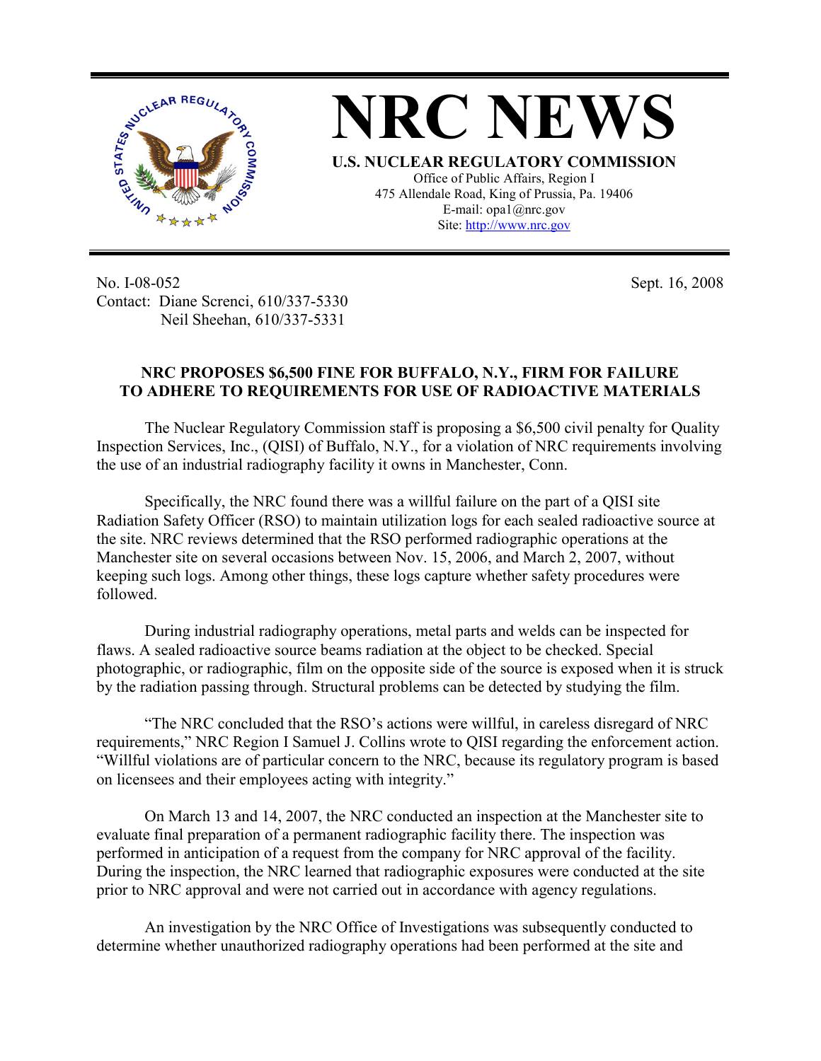# NRC NEWS

**U.S. NUCLEAR REGULATORY COMMISSION**

Office of Public Affairs, Region I
475 Allendale Road, King of Prussia, Pa. 19406
E-mail: opa1@nrc.gov
Site: http://www.nrc.gov

No. I-08-052
Contact: Diane Screnci, 610/337-5330
Neil Sheehan, 610/337-5331

Sept. 16, 2008

## NRC PROPOSES $6,500 FINE FOR BUFFALO, N.Y., FIRM FOR FAILURE TO ADHERE TO REQUIREMENTS FOR USE OF RADIOACTIVE MATERIALS

The Nuclear Regulatory Commission staff is proposing a $6,500 civil penalty for Quality Inspection Services, Inc., (QISI) of Buffalo, N.Y., for a violation of NRC requirements involving the use of an industrial radiography facility it owns in Manchester, Conn.

Specifically, the NRC found there was a willful failure on the part of a QISI site Radiation Safety Officer (RSO) to maintain utilization logs for each sealed radioactive source at the site. NRC reviews determined that the RSO performed radiographic operations at the Manchester site on several occasions between Nov. 15, 2006, and March 2, 2007, without keeping such logs. Among other things, these logs capture whether safety procedures were followed.

During industrial radiography operations, metal parts and welds can be inspected for flaws. A sealed radioactive source beams radiation at the object to be checked. Special photographic, or radiographic, film on the opposite side of the source is exposed when it is struck by the radiation passing through. Structural problems can be detected by studying the film.

"The NRC concluded that the RSO's actions were willful, in careless disregard of NRC requirements," NRC Region I Samuel J. Collins wrote to QISI regarding the enforcement action. "Willful violations are of particular concern to the NRC, because its regulatory program is based on licensees and their employees acting with integrity."

On March 13 and 14, 2007, the NRC conducted an inspection at the Manchester site to evaluate final preparation of a permanent radiographic facility there. The inspection was performed in anticipation of a request from the company for NRC approval of the facility. During the inspection, the NRC learned that radiographic exposures were conducted at the site prior to NRC approval and were not carried out in accordance with agency regulations.

An investigation by the NRC Office of Investigations was subsequently conducted to determine whether unauthorized radiography operations had been performed at the site and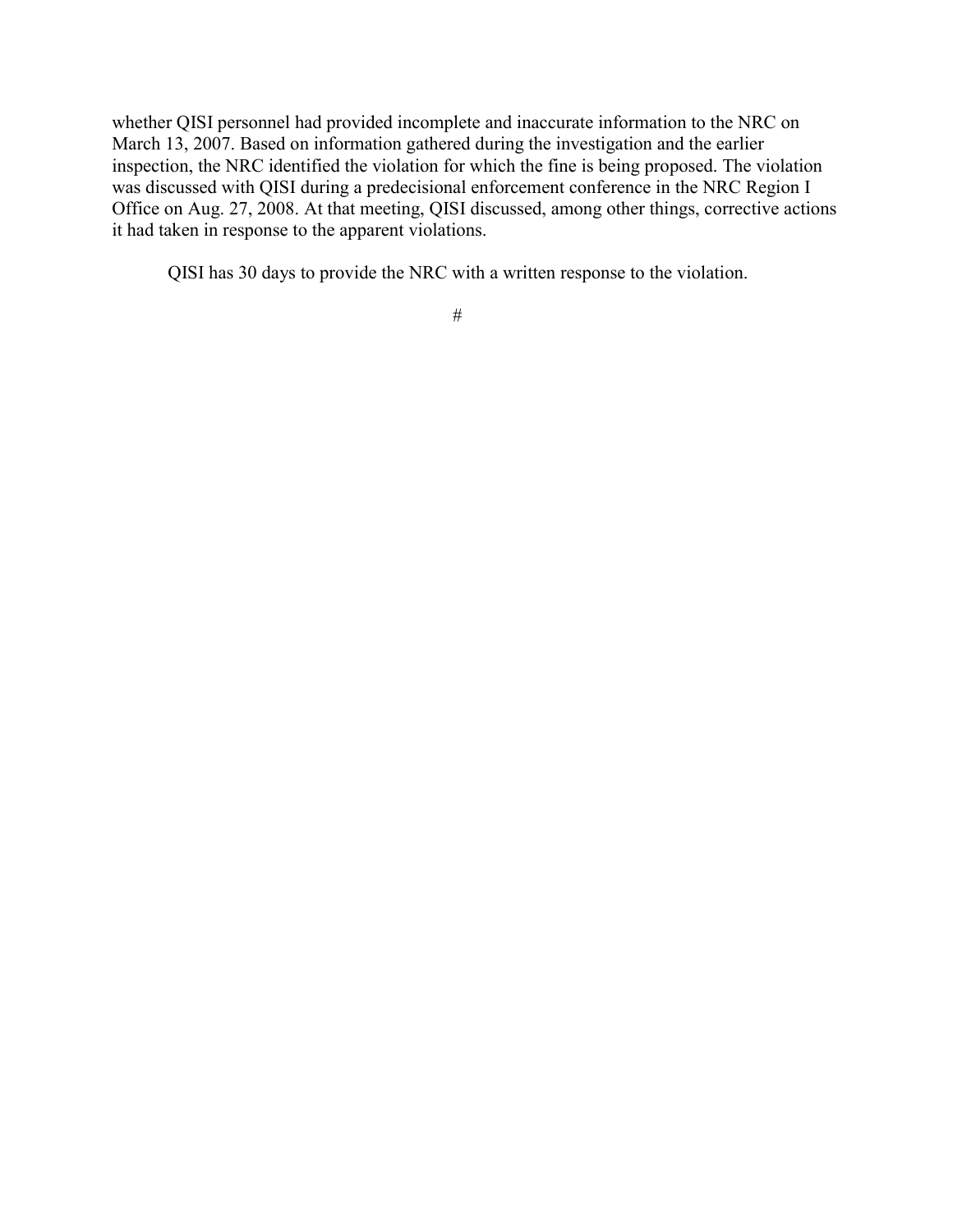whether QISI personnel had provided incomplete and inaccurate information to the NRC on March 13, 2007. Based on information gathered during the investigation and the earlier inspection, the NRC identified the violation for which the fine is being proposed. The violation was discussed with QISI during a predecisional enforcement conference in the NRC Region I Office on Aug. 27, 2008. At that meeting, QISI discussed, among other things, corrective actions it had taken in response to the apparent violations.

QISI has 30 days to provide the NRC with a written response to the violation.

#